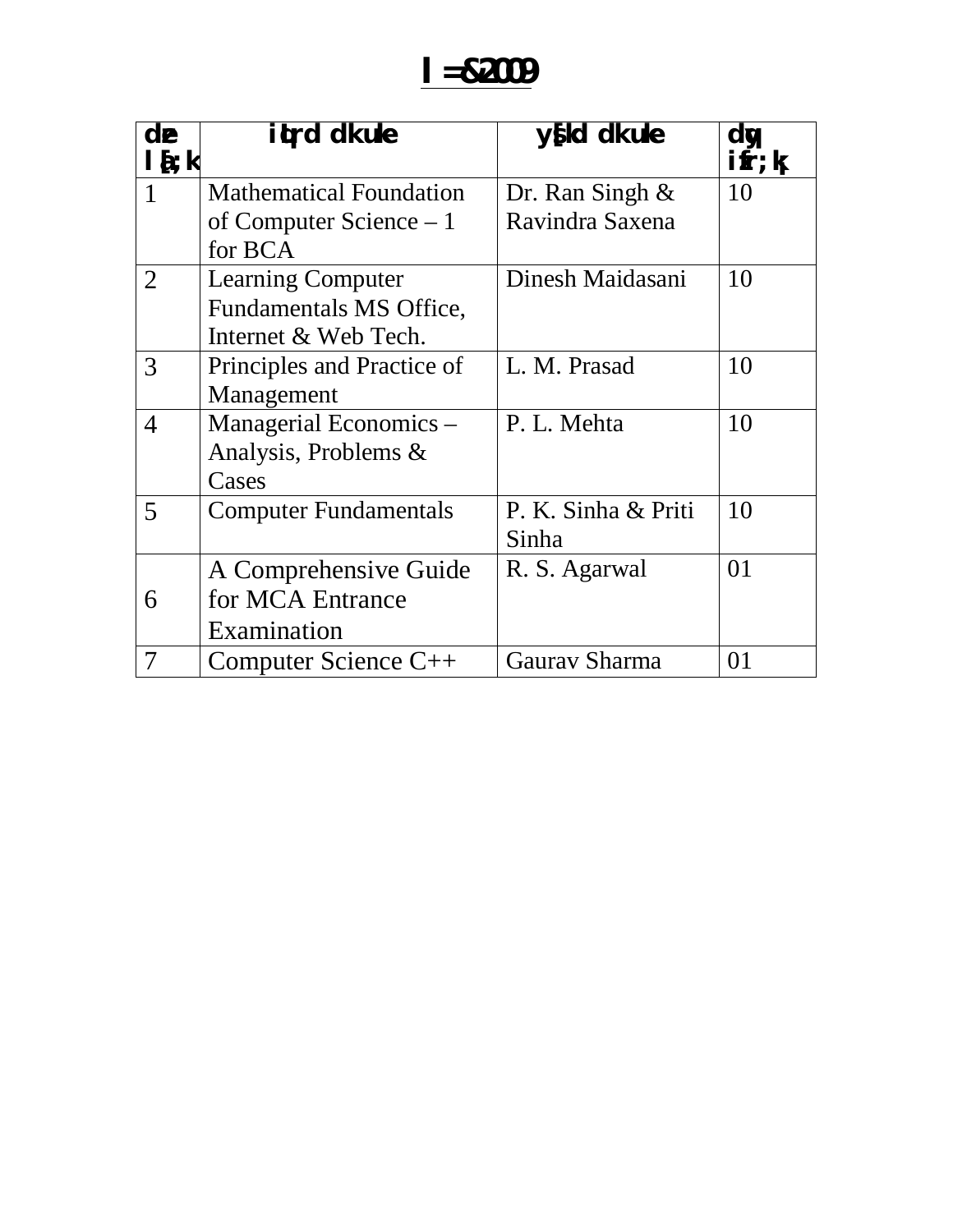# l =&2009

| dze la[;k | iqLrd dk uke | ys[kd dk uke | dqy izfr;ka |
|---|---|---|---|
| 1 | Mathematical Foundation of Computer Science – 1 for BCA | Dr. Ran Singh & Ravindra Saxena | 10 |
| 2 | Learning Computer Fundamentals MS Office, Internet & Web Tech. | Dinesh Maidasani | 10 |
| 3 | Principles and Practice of Management | L. M. Prasad | 10 |
| 4 | Managerial Economics – Analysis, Problems & Cases | P. L. Mehta | 10 |
| 5 | Computer Fundamentals | P. K. Sinha & Priti Sinha | 10 |
| 6 | A Comprehensive Guide for MCA Entrance Examination | R. S. Agarwal | 01 |
| 7 | Computer Science C++ | Gaurav Sharma | 01 |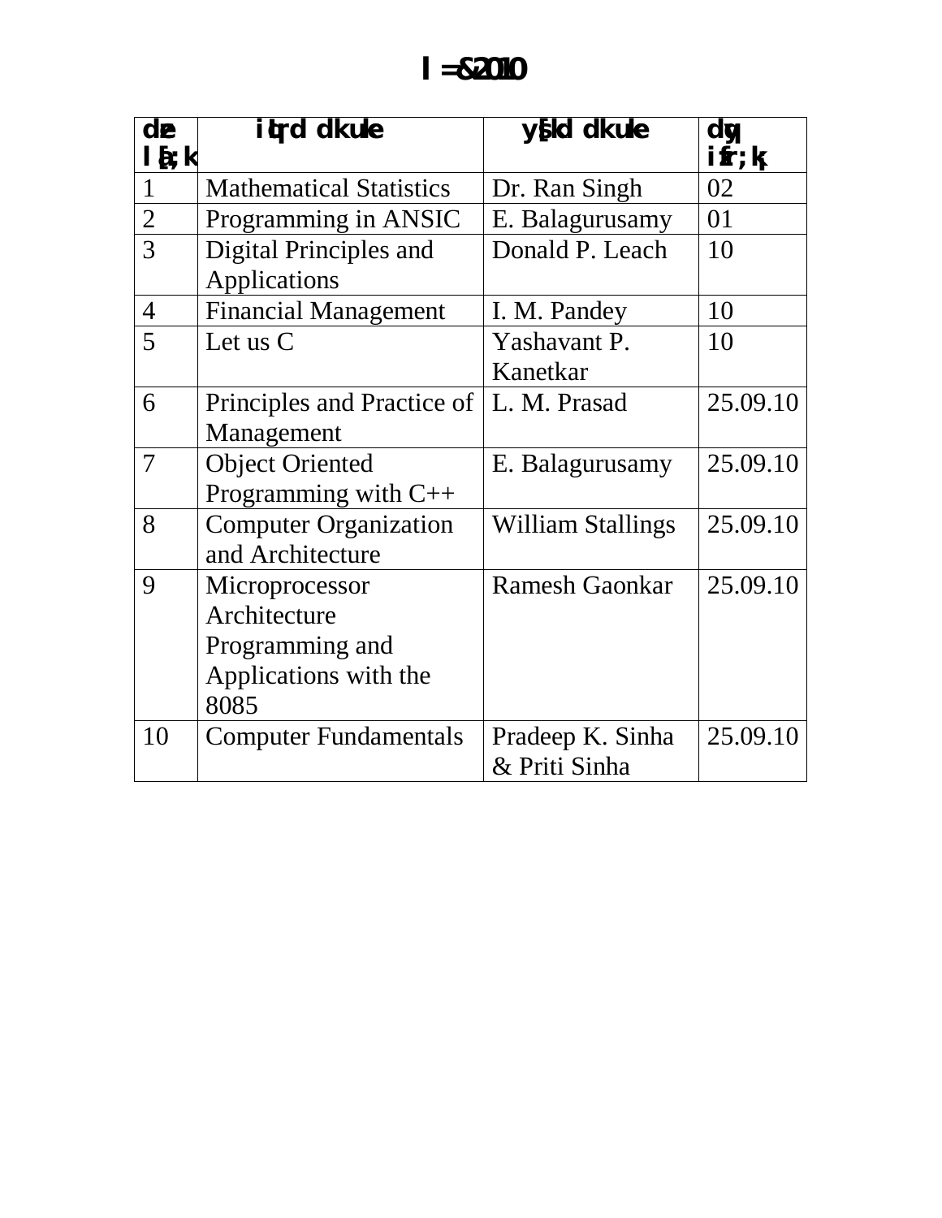# l =&2010

| dze la[;k | iqLrd dk uke | ys[kd dk uke | dqy izfr;k¡ |
|---|---|---|---|
| 1 | Mathematical Statistics | Dr. Ran Singh | 02 |
| 2 | Programming in ANSIC | E. Balagurusamy | 01 |
| 3 | Digital Principles and Applications | Donald P. Leach | 10 |
| 4 | Financial Management | I. M. Pandey | 10 |
| 5 | Let us C | Yashavant P. Kanetkar | 10 |
| 6 | Principles and Practice of Management | L. M. Prasad | 25.09.10 |
| 7 | Object Oriented Programming with C++ | E. Balagurusamy | 25.09.10 |
| 8 | Computer Organization and Architecture | William Stallings | 25.09.10 |
| 9 | Microprocessor Architecture Programming and Applications with the 8085 | Ramesh Gaonkar | 25.09.10 |
| 10 | Computer Fundamentals | Pradeep K. Sinha & Priti Sinha | 25.09.10 |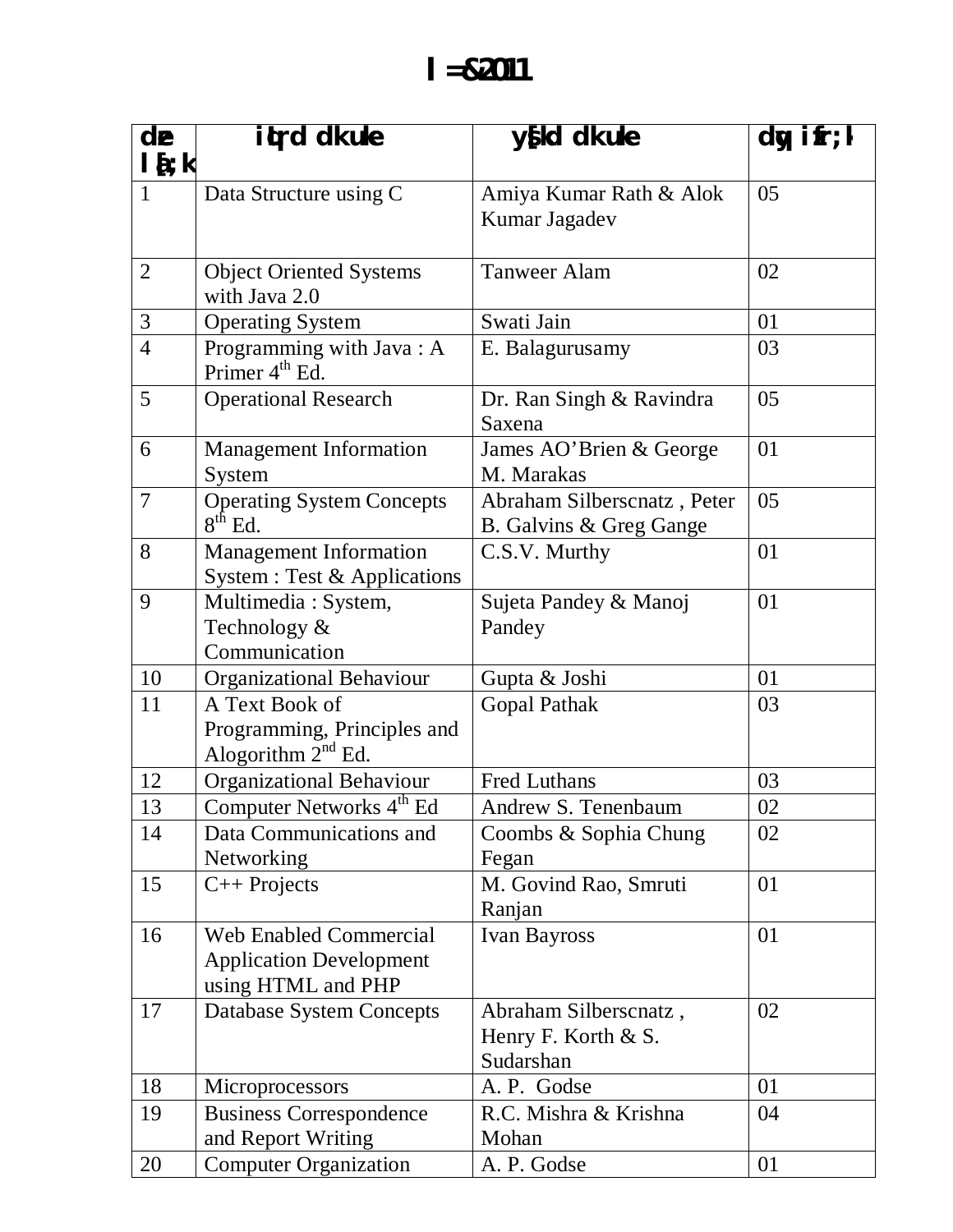# l =&2011

| dze la[;k | iqLrd dk uke | ys[kd dk uke | dqy izfr;k |
|---|---|---|---|
| 1 | Data Structure using C | Amiya Kumar Rath & Alok Kumar Jagadev | 05 |
| 2 | Object Oriented Systems with Java 2.0 | Tanweer Alam | 02 |
| 3 | Operating System | Swati Jain | 01 |
| 4 | Programming with Java : A Primer 4th Ed. | E. Balagurusamy | 03 |
| 5 | Operational Research | Dr. Ran Singh & Ravindra Saxena | 05 |
| 6 | Management Information System | James AO'Brien & George M. Marakas | 01 |
| 7 | Operating System Concepts 8th Ed. | Abraham Silberscnatz , Peter B. Galvins & Greg Gange | 05 |
| 8 | Management Information System : Test & Applications | C.S.V. Murthy | 01 |
| 9 | Multimedia : System, Technology & Communication | Sujeta Pandey & Manoj Pandey | 01 |
| 10 | Organizational Behaviour | Gupta & Joshi | 01 |
| 11 | A Text Book of Programming, Principles and Alogorithm 2nd Ed. | Gopal Pathak | 03 |
| 12 | Organizational Behaviour | Fred Luthans | 03 |
| 13 | Computer Networks 4th Ed | Andrew S. Tenenbaum | 02 |
| 14 | Data Communications and Networking | Coombs & Sophia Chung Fegan | 02 |
| 15 | C++ Projects | M. Govind Rao, Smruti Ranjan | 01 |
| 16 | Web Enabled Commercial Application Development using HTML and PHP | Ivan Bayross | 01 |
| 17 | Database System Concepts | Abraham Silberscnatz , Henry F. Korth & S. Sudarshan | 02 |
| 18 | Microprocessors | A. P. Godse | 01 |
| 19 | Business Correspondence and Report Writing | R.C. Mishra & Krishna Mohan | 04 |
| 20 | Computer Organization | A. P. Godse | 01 |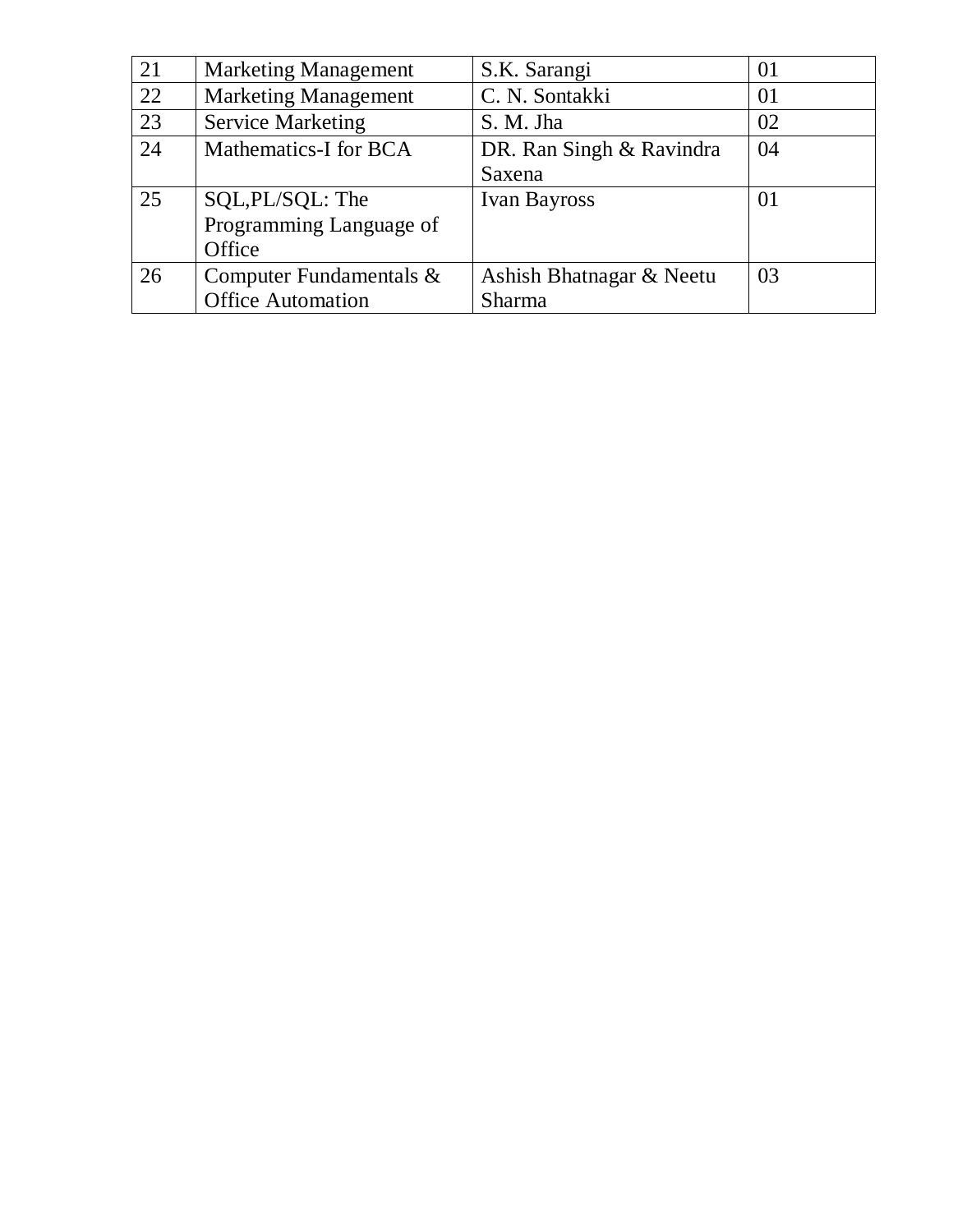| 21 | Marketing Management | S.K. Sarangi | 01 |
|---|---|---|---|
| 22 | Marketing Management | C. N. Sontakki | 01 |
| 23 | Service Marketing | S. M. Jha | 02 |
| 24 | Mathematics-I for BCA | DR. Ran Singh & Ravindra Saxena | 04 |
| 25 | SQL,PL/SQL: The Programming Language of Office | Ivan Bayross | 01 |
| 26 | Computer Fundamentals & Office Automation | Ashish Bhatnagar & Neetu Sharma | 03 |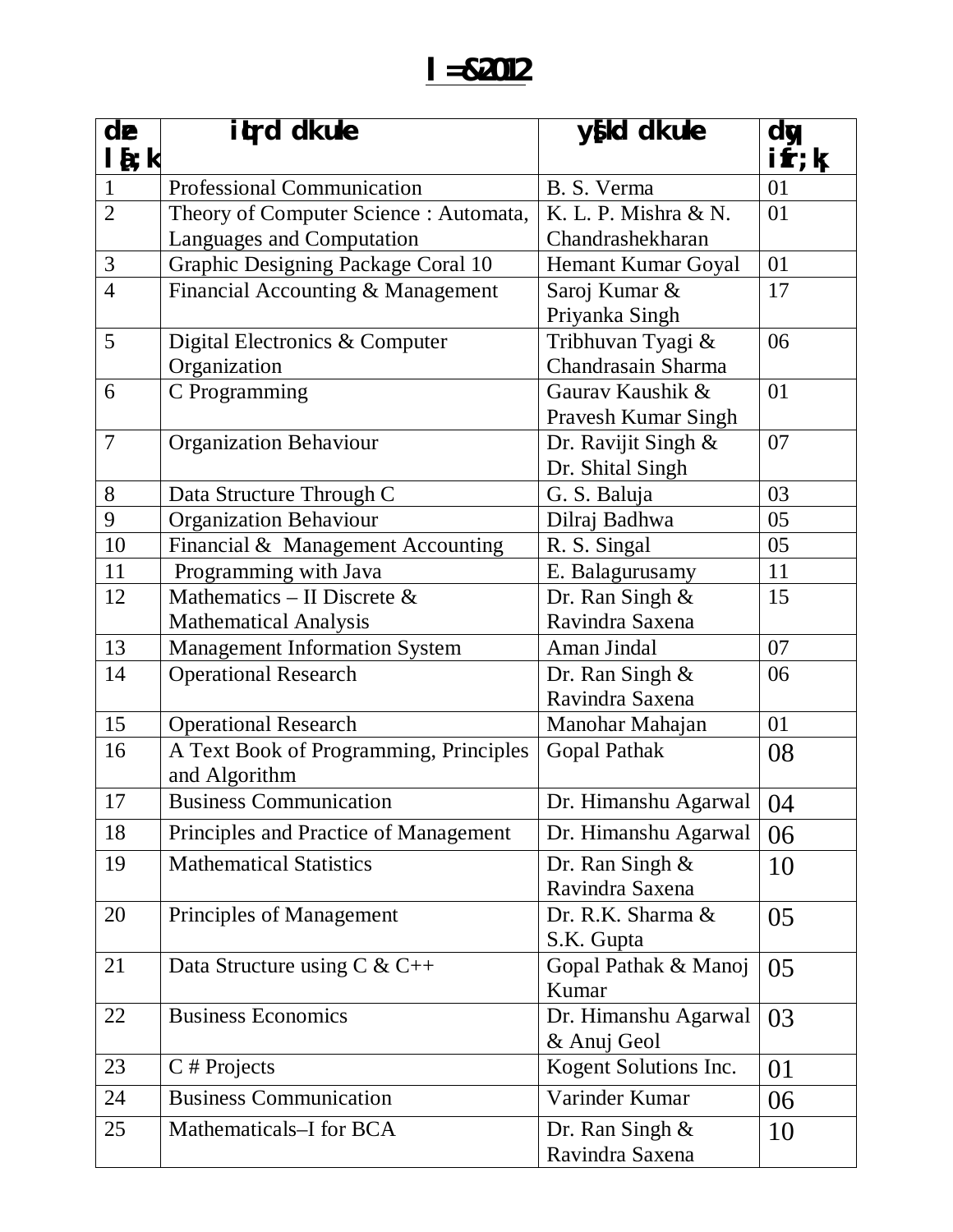# सत्र-2012

| क्रम संख्या | पुस्तक का नाम | लेखक का नाम | कुल प्रतियाँ |
|---|---|---|---|
| 1 | Professional Communication | B. S. Verma | 01 |
| 2 | Theory of Computer Science : Automata, Languages and Computation | K. L. P. Mishra & N. Chandrashekharan | 01 |
| 3 | Graphic Designing Package Coral 10 | Hemant Kumar Goyal | 01 |
| 4 | Financial Accounting & Management | Saroj Kumar & Priyanka Singh | 17 |
| 5 | Digital Electronics & Computer Organization | Tribhuvan Tyagi & Chandrasain Sharma | 06 |
| 6 | C Programming | Gaurav Kaushik & Pravesh Kumar Singh | 01 |
| 7 | Organization Behaviour | Dr. Ravijit Singh & Dr. Shital Singh | 07 |
| 8 | Data Structure Through C | G. S. Baluja | 03 |
| 9 | Organization Behaviour | Dilraj Badhwa | 05 |
| 10 | Financial & Management Accounting | R. S. Singal | 05 |
| 11 | Programming with Java | E. Balagurusamy | 11 |
| 12 | Mathematics – II Discrete & Mathematical Analysis | Dr. Ran Singh & Ravindra Saxena | 15 |
| 13 | Management Information System | Aman Jindal | 07 |
| 14 | Operational Research | Dr. Ran Singh & Ravindra Saxena | 06 |
| 15 | Operational Research | Manohar Mahajan | 01 |
| 16 | A Text Book of Programming, Principles and Algorithm | Gopal Pathak | 08 |
| 17 | Business Communication | Dr. Himanshu Agarwal | 04 |
| 18 | Principles and Practice of Management | Dr. Himanshu Agarwal | 06 |
| 19 | Mathematical Statistics | Dr. Ran Singh & Ravindra Saxena | 10 |
| 20 | Principles of Management | Dr. R.K. Sharma & S.K. Gupta | 05 |
| 21 | Data Structure using C & C++ | Gopal Pathak & Manoj Kumar | 05 |
| 22 | Business Economics | Dr. Himanshu Agarwal & Anuj Geol | 03 |
| 23 | C # Projects | Kogent Solutions Inc. | 01 |
| 24 | Business Communication | Varinder Kumar | 06 |
| 25 | Mathematicals–I for BCA | Dr. Ran Singh & Ravindra Saxena | 10 |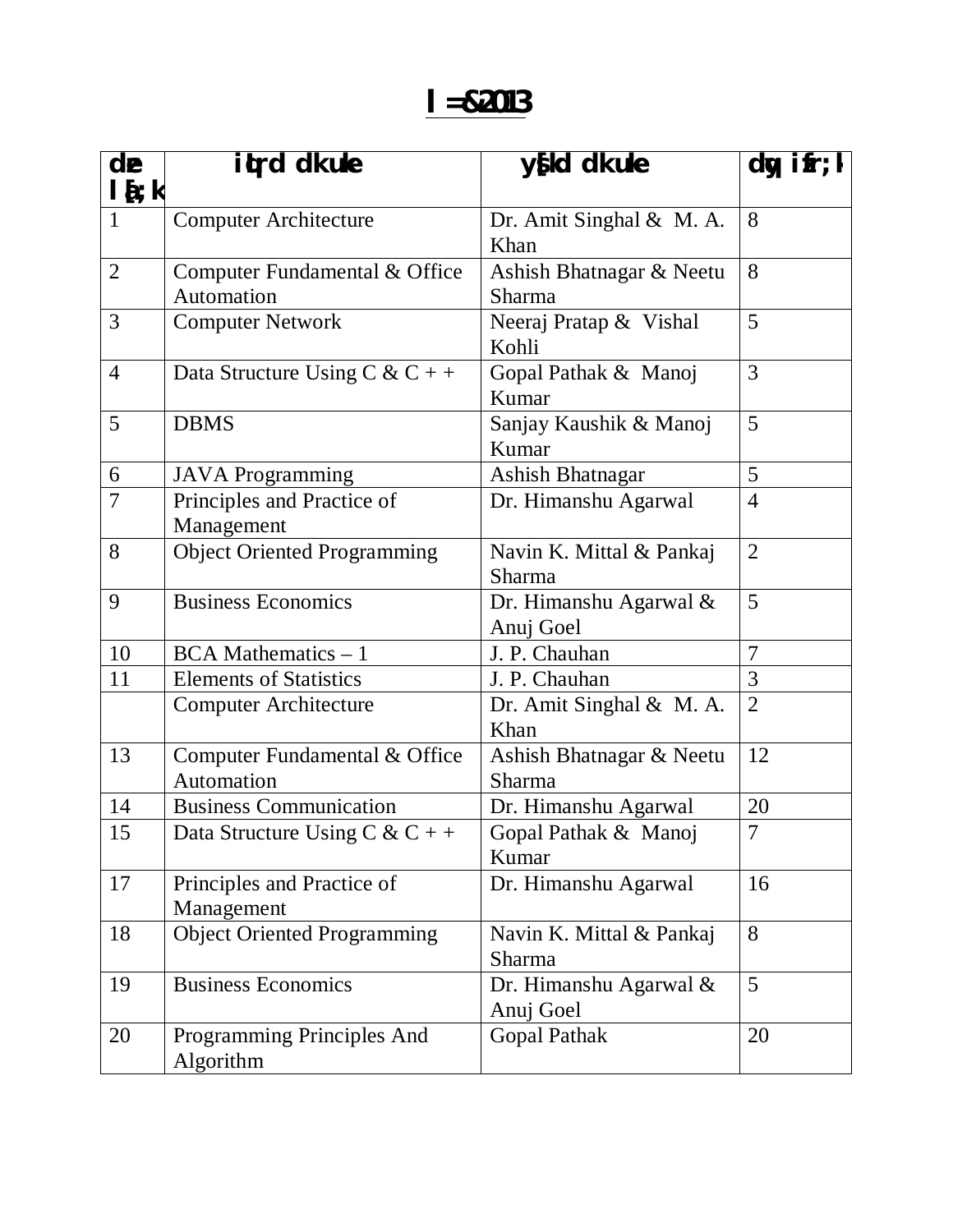# l=&2013

| dze l[;k | iqLrd dk uke | ys[kd dk uke | dqy izfr;k |
|---|---|---|---|
| 1 | Computer Architecture | Dr. Amit Singhal & M. A. Khan | 8 |
| 2 | Computer Fundamental & Office Automation | Ashish Bhatnagar & Neetu Sharma | 8 |
| 3 | Computer Network | Neeraj Pratap & Vishal Kohli | 5 |
| 4 | Data Structure Using C & C + + | Gopal Pathak & Manoj Kumar | 3 |
| 5 | DBMS | Sanjay Kaushik & Manoj Kumar | 5 |
| 6 | JAVA Programming | Ashish Bhatnagar | 5 |
| 7 | Principles and Practice of Management | Dr. Himanshu Agarwal | 4 |
| 8 | Object Oriented Programming | Navin K. Mittal & Pankaj Sharma | 2 |
| 9 | Business Economics | Dr. Himanshu Agarwal & Anuj Goel | 5 |
| 10 | BCA Mathematics – 1 | J. P. Chauhan | 7 |
| 11 | Elements of Statistics | J. P. Chauhan | 3 |
| | Computer Architecture | Dr. Amit Singhal & M. A. Khan | 2 |
| 13 | Computer Fundamental & Office Automation | Ashish Bhatnagar & Neetu Sharma | 12 |
| 14 | Business Communication | Dr. Himanshu Agarwal | 20 |
| 15 | Data Structure Using C & C + + | Gopal Pathak & Manoj Kumar | 7 |
| 17 | Principles and Practice of Management | Dr. Himanshu Agarwal | 16 |
| 18 | Object Oriented Programming | Navin K. Mittal & Pankaj Sharma | 8 |
| 19 | Business Economics | Dr. Himanshu Agarwal & Anuj Goel | 5 |
| 20 | Programming Principles And Algorithm | Gopal Pathak | 20 |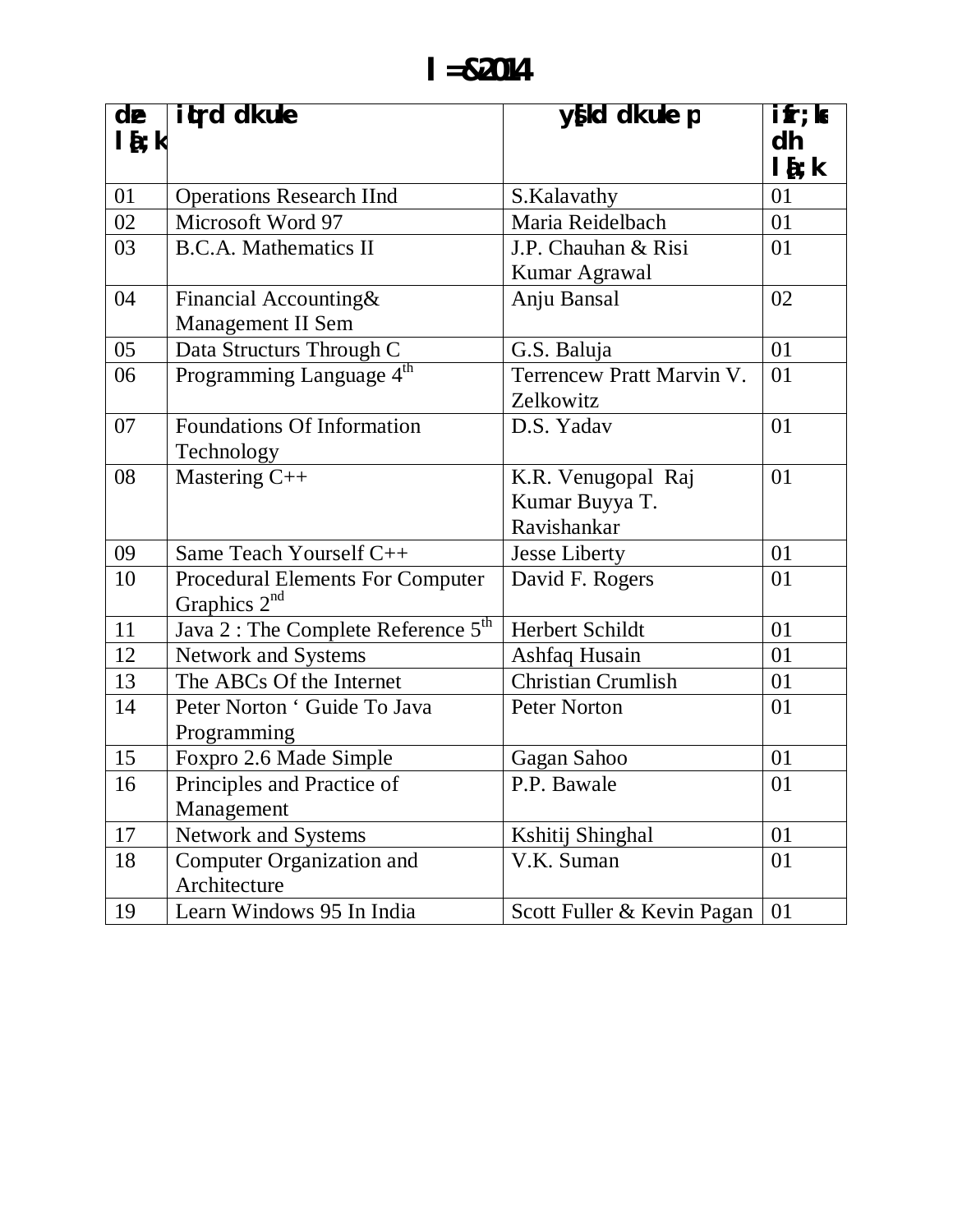# l=&2014

| dza l[;k | iqLrd dk uke | ys[kd dk uke p | izfr;ksa dh l[;k |
|---|---|---|---|
| 01 | Operations Research IInd | S.Kalavathy | 01 |
| 02 | Microsoft Word 97 | Maria Reidelbach | 01 |
| 03 | B.C.A. Mathematics II | J.P. Chauhan & Risi Kumar Agrawal | 01 |
| 04 | Financial Accounting& Management II Sem | Anju Bansal | 02 |
| 05 | Data Structurs Through C | G.S. Baluja | 01 |
| 06 | Programming Language 4th | Terrencew Pratt Marvin V. Zelkowitz | 01 |
| 07 | Foundations Of Information Technology | D.S. Yadav | 01 |
| 08 | Mastering C++ | K.R. Venugopal Raj Kumar Buyya T. Ravishankar | 01 |
| 09 | Same Teach Yourself C++ | Jesse Liberty | 01 |
| 10 | Procedural Elements For Computer Graphics 2nd | David F. Rogers | 01 |
| 11 | Java 2 : The Complete Reference 5th | Herbert Schildt | 01 |
| 12 | Network and Systems | Ashfaq Husain | 01 |
| 13 | The ABCs Of the Internet | Christian Crumlish | 01 |
| 14 | Peter Norton ' Guide To Java Programming | Peter Norton | 01 |
| 15 | Foxpro 2.6 Made Simple | Gagan Sahoo | 01 |
| 16 | Principles and Practice of Management | P.P. Bawale | 01 |
| 17 | Network and Systems | Kshitij Shinghal | 01 |
| 18 | Computer Organization and Architecture | V.K. Suman | 01 |
| 19 | Learn Windows 95 In India | Scott Fuller & Kevin Pagan | 01 |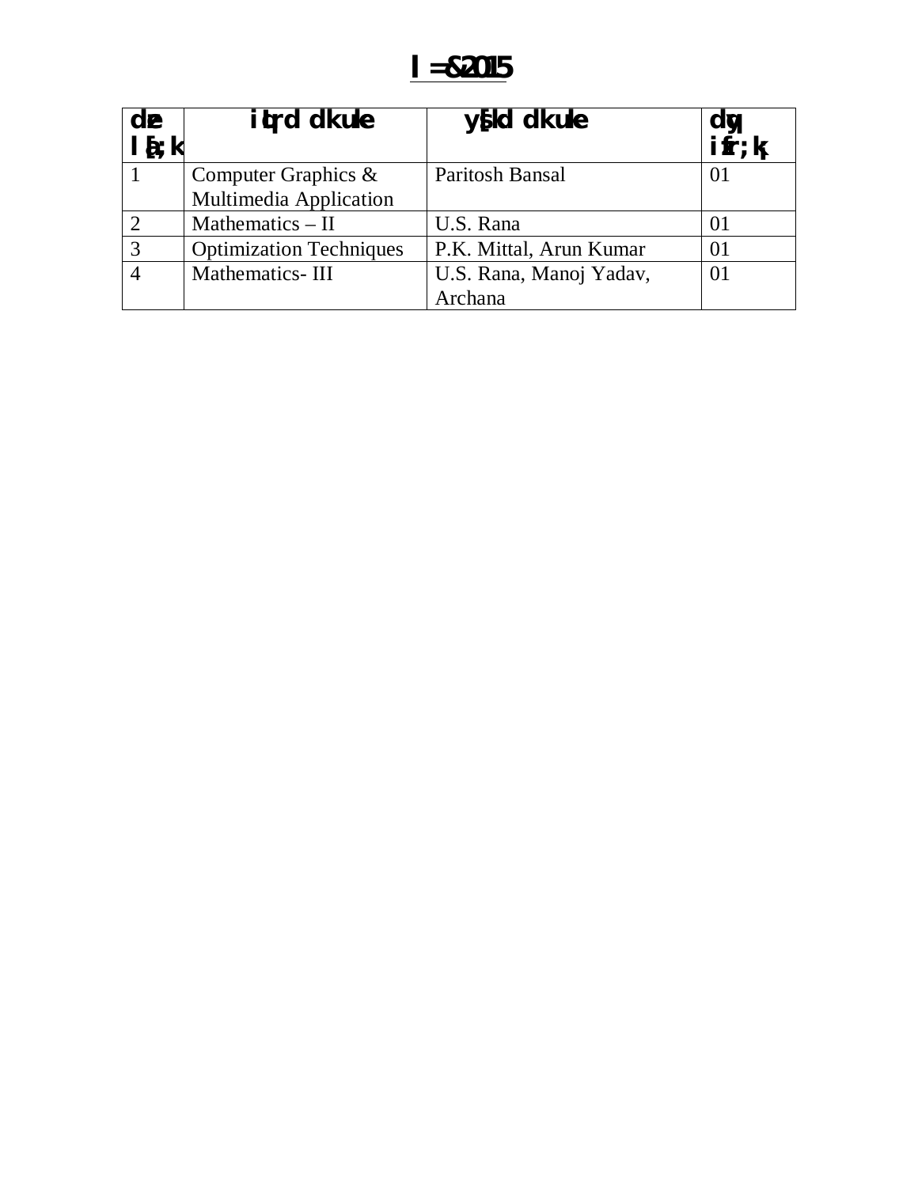# सत्र-2015

| क्रम संख्या | पुस्तक का नाम | लेखक का नाम | कुल प्रतियाँ |
|---|---|---|---|
| 1 | Computer Graphics & Multimedia Application | Paritosh Bansal | 01 |
| 2 | Mathematics – II | U.S. Rana | 01 |
| 3 | Optimization Techniques | P.K. Mittal, Arun Kumar | 01 |
| 4 | Mathematics- III | U.S. Rana, Manoj Yadav, Archana | 01 |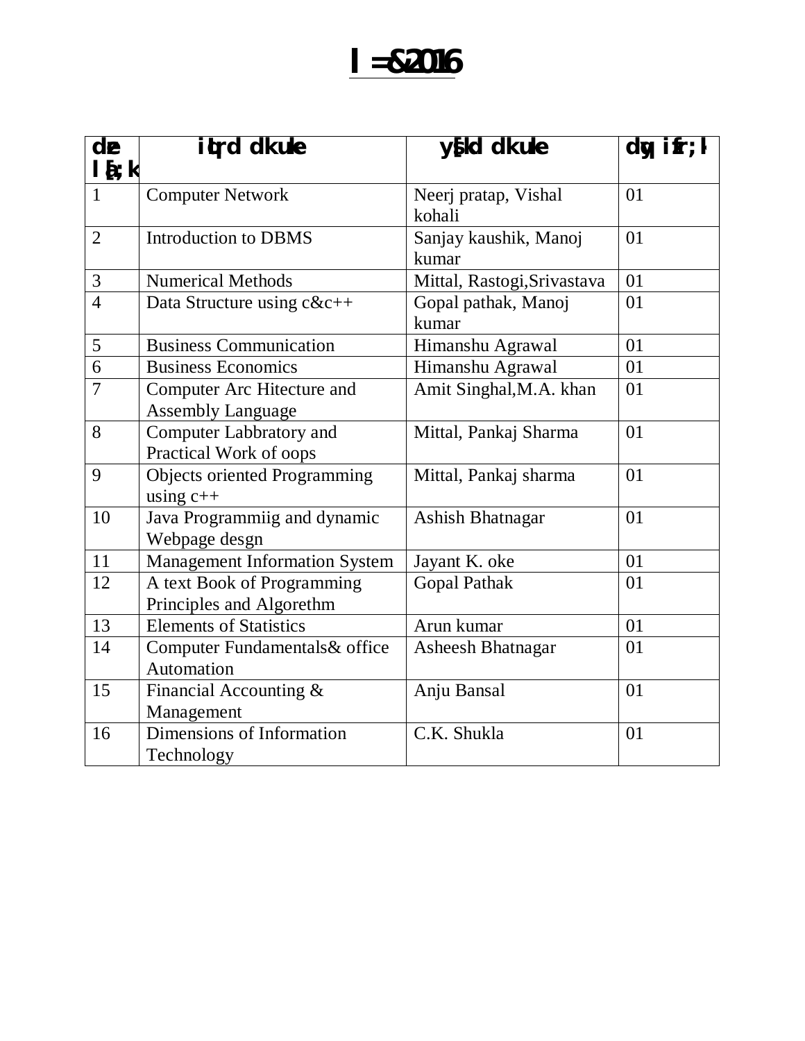# l=&2016

| dze la[;k | iqLrd dk uke | ys[kd dk uke | dqy izfr;ka |
|---|---|---|---|
| 1 | Computer Network | Neerj pratap, Vishal kohali | 01 |
| 2 | Introduction to DBMS | Sanjay kaushik, Manoj kumar | 01 |
| 3 | Numerical Methods | Mittal, Rastogi,Srivastava | 01 |
| 4 | Data Structure using c&c++ | Gopal pathak, Manoj kumar | 01 |
| 5 | Business Communication | Himanshu Agrawal | 01 |
| 6 | Business Economics | Himanshu Agrawal | 01 |
| 7 | Computer Arc Hitecture and Assembly Language | Amit Singhal,M.A. khan | 01 |
| 8 | Computer Labbratory and Practical Work of oops | Mittal, Pankaj Sharma | 01 |
| 9 | Objects oriented Programming using c++ | Mittal, Pankaj sharma | 01 |
| 10 | Java Programmiig and dynamic Webpage desgn | Ashish Bhatnagar | 01 |
| 11 | Management Information System | Jayant K. oke | 01 |
| 12 | A text Book of Programming Principles and Algorethm | Gopal Pathak | 01 |
| 13 | Elements of Statistics | Arun kumar | 01 |
| 14 | Computer Fundamentals& office Automation | Asheesh Bhatnagar | 01 |
| 15 | Financial Accounting & Management | Anju Bansal | 01 |
| 16 | Dimensions of Information Technology | C.K. Shukla | 01 |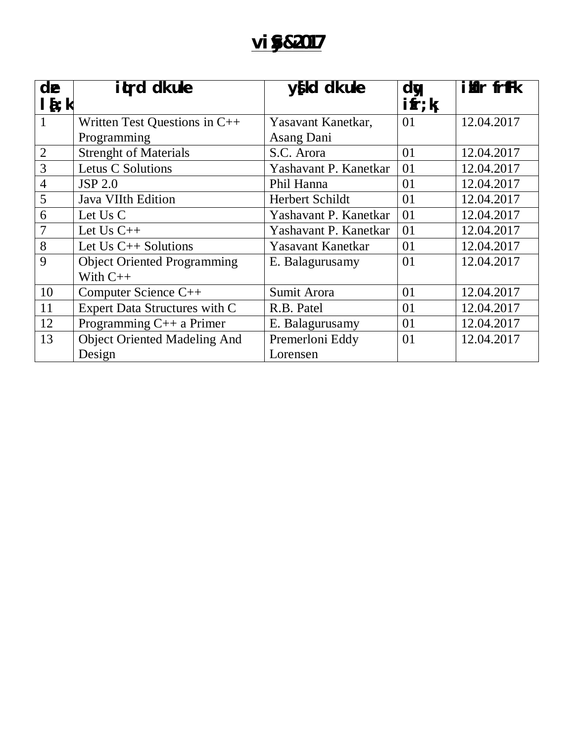# अप्रैल-2017

| क्रम संख्या | पुस्तक का नाम | लेखक का नाम | कुल प्रतियाँ | प्राप्ति तिथि |
|---|---|---|---|---|
| 1 | Written Test Questions in C++ Programming | Yasavant Kanetkar, Asang Dani | 01 | 12.04.2017 |
| 2 | Strenght of Materials | S.C. Arora | 01 | 12.04.2017 |
| 3 | Letus C Solutions | Yashavant P. Kanetkar | 01 | 12.04.2017 |
| 4 | JSP 2.0 | Phil Hanna | 01 | 12.04.2017 |
| 5 | Java VIIth Edition | Herbert Schildt | 01 | 12.04.2017 |
| 6 | Let Us C | Yashavant P. Kanetkar | 01 | 12.04.2017 |
| 7 | Let Us C++ | Yashavant P. Kanetkar | 01 | 12.04.2017 |
| 8 | Let Us C++ Solutions | Yasavant Kanetkar | 01 | 12.04.2017 |
| 9 | Object Oriented Programming With C++ | E. Balagurusamy | 01 | 12.04.2017 |
| 10 | Computer Science C++ | Sumit Arora | 01 | 12.04.2017 |
| 11 | Expert Data Structures with C | R.B. Patel | 01 | 12.04.2017 |
| 12 | Programming C++ a Primer | E. Balagurusamy | 01 | 12.04.2017 |
| 13 | Object Oriented Madeling And Design | Premerloni Eddy Lorensen | 01 | 12.04.2017 |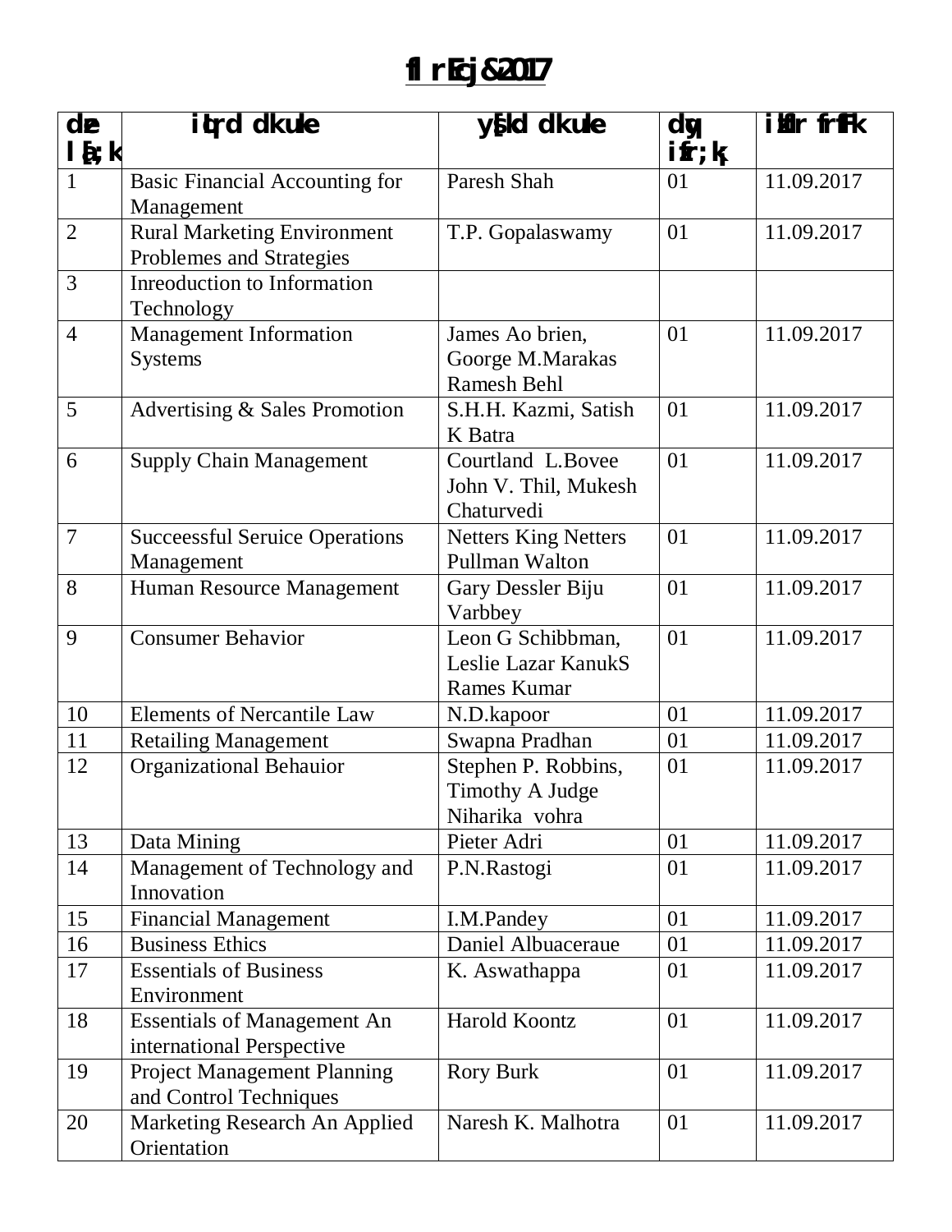# flrEcj&2017

| de l[;k | iqLrd dkuke | ys[kd dkuke | dqy izfr;k | izkfIr frfFk |
|---|---|---|---|---|
| 1 | Basic Financial Accounting for Management | Paresh Shah | 01 | 11.09.2017 |
| 2 | Rural Marketing Environment Problemes and Strategies | T.P. Gopalaswamy | 01 | 11.09.2017 |
| 3 | Inreoduction to Information Technology | | | |
| 4 | Management Information Systems | James Ao brien, Goorge M.Marakas Ramesh Behl | 01 | 11.09.2017 |
| 5 | Advertising & Sales Promotion | S.H.H. Kazmi, Satish K Batra | 01 | 11.09.2017 |
| 6 | Supply Chain Management | Courtland L.Bovee John V. Thil, Mukesh Chaturvedi | 01 | 11.09.2017 |
| 7 | Succeessful Seruice Operations Management | Netters King Netters Pullman Walton | 01 | 11.09.2017 |
| 8 | Human Resource Management | Gary Dessler Biju Varbbey | 01 | 11.09.2017 |
| 9 | Consumer Behavior | Leon G Schibbman, Leslie Lazar KanukS Rames Kumar | 01 | 11.09.2017 |
| 10 | Elements of Nercantile Law | N.D.kapoor | 01 | 11.09.2017 |
| 11 | Retailing Management | Swapna Pradhan | 01 | 11.09.2017 |
| 12 | Organizational Behauior | Stephen P. Robbins, Timothy A Judge Niharika vohra | 01 | 11.09.2017 |
| 13 | Data Mining | Pieter Adri | 01 | 11.09.2017 |
| 14 | Management of Technology and Innovation | P.N.Rastogi | 01 | 11.09.2017 |
| 15 | Financial Management | I.M.Pandey | 01 | 11.09.2017 |
| 16 | Business Ethics | Daniel Albuaceraue | 01 | 11.09.2017 |
| 17 | Essentials of Business Environment | K. Aswathappa | 01 | 11.09.2017 |
| 18 | Essentials of Management An international Perspective | Harold Koontz | 01 | 11.09.2017 |
| 19 | Project Management Planning and Control Techniques | Rory Burk | 01 | 11.09.2017 |
| 20 | Marketing Research An Applied Orientation | Naresh K. Malhotra | 01 | 11.09.2017 |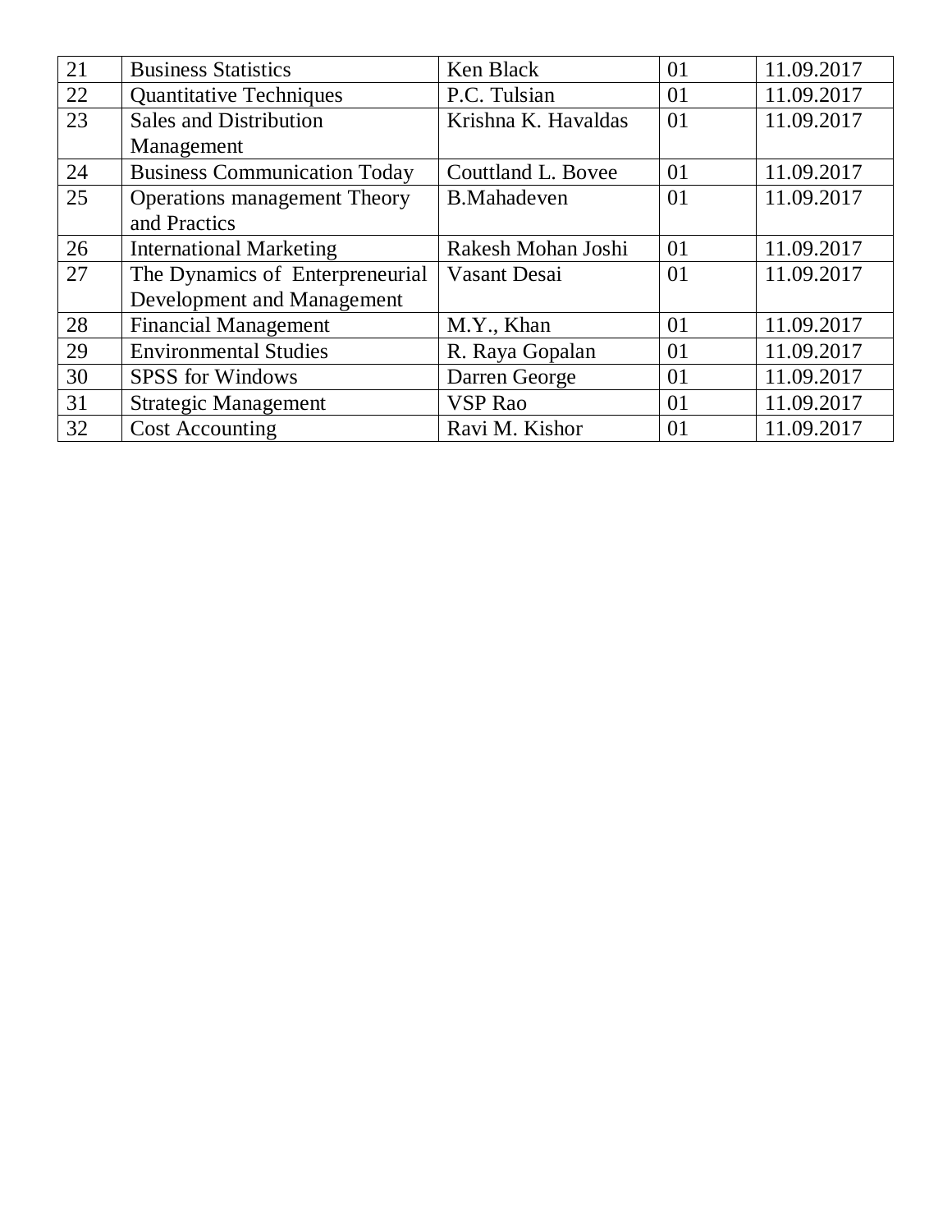| 21 | Business Statistics | Ken Black | 01 | 11.09.2017 |
|---|---|---|---|---|
| 22 | Quantitative Techniques | P.C. Tulsian | 01 | 11.09.2017 |
| 23 | Sales and Distribution Management | Krishna K. Havaldas | 01 | 11.09.2017 |
| 24 | Business Communication Today | Couttland L. Bovee | 01 | 11.09.2017 |
| 25 | Operations management Theory and Practics | B.Mahadeven | 01 | 11.09.2017 |
| 26 | International Marketing | Rakesh Mohan Joshi | 01 | 11.09.2017 |
| 27 | The Dynamics of Enterpreneurial Development and Management | Vasant Desai | 01 | 11.09.2017 |
| 28 | Financial Management | M.Y., Khan | 01 | 11.09.2017 |
| 29 | Environmental Studies | R. Raya Gopalan | 01 | 11.09.2017 |
| 30 | SPSS for Windows | Darren George | 01 | 11.09.2017 |
| 31 | Strategic Management | VSP Rao | 01 | 11.09.2017 |
| 32 | Cost Accounting | Ravi M. Kishor | 01 | 11.09.2017 |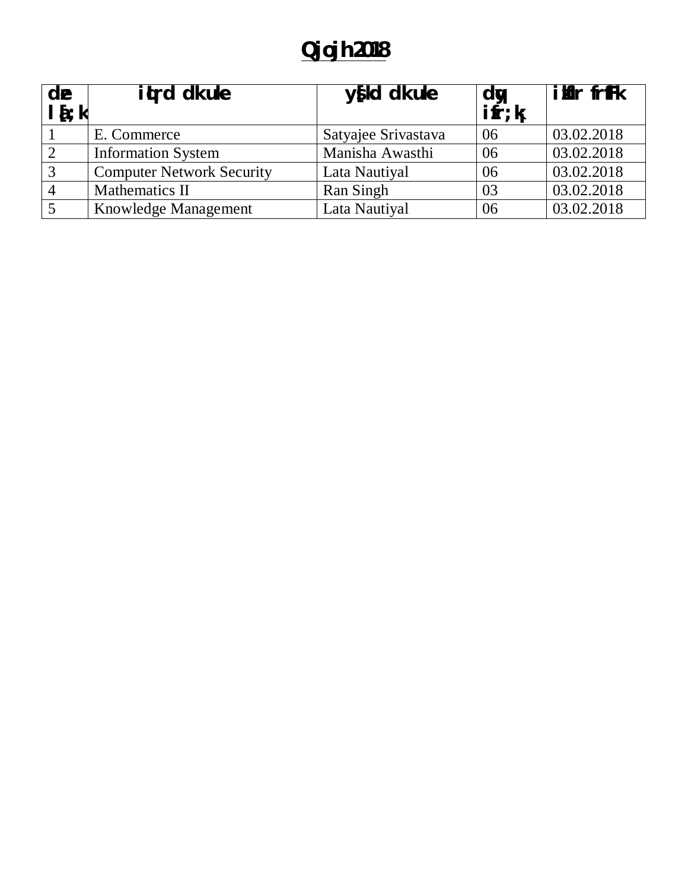# Qjojh 2018

| dze l[;k | iqLrd dk uke | ys[kd dk uke | dqy izfr;k¡ | izkfIr frfFk |
| --- | --- | --- | --- | --- |
| 1 | E. Commerce | Satyajee Srivastava | 06 | 03.02.2018 |
| 2 | Information System | Manisha Awasthi | 06 | 03.02.2018 |
| 3 | Computer Network Security | Lata Nautiyal | 06 | 03.02.2018 |
| 4 | Mathematics II | Ran Singh | 03 | 03.02.2018 |
| 5 | Knowledge Management | Lata Nautiyal | 06 | 03.02.2018 |